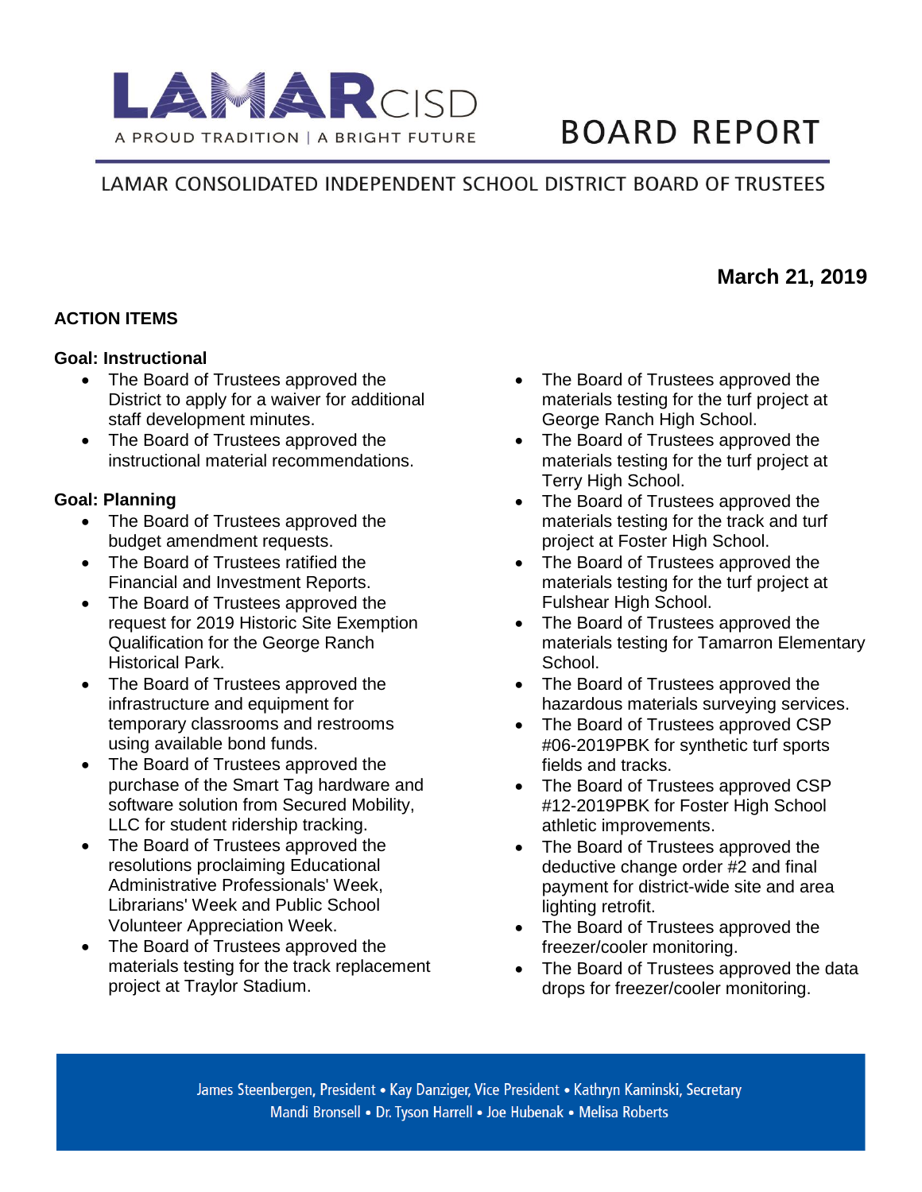# LAMAR CISD

A PROUD TRADITION | A BRIGHT FUTURE

# BOARD REPORT

LAMAR CONSOLIDATED INDEPENDENT SCHOOL DISTRICT BOARD OF TRUSTEES

**March 21, 2019**

## ACTION ITEMS

### Goal: Instructional

- The Board of Trustees approved the District to apply for a waiver for additional staff development minutes.
- The Board of Trustees approved the instructional material recommendations.

### Goal: Planning

- The Board of Trustees approved the budget amendment requests.
- The Board of Trustees ratified the Financial and Investment Reports.
- The Board of Trustees approved the request for 2019 Historic Site Exemption Qualification for the George Ranch Historical Park.
- The Board of Trustees approved the infrastructure and equipment for temporary classrooms and restrooms using available bond funds.
- The Board of Trustees approved the purchase of the Smart Tag hardware and software solution from Secured Mobility, LLC for student ridership tracking.
- The Board of Trustees approved the resolutions proclaiming Educational Administrative Professionals' Week, Librarians' Week and Public School Volunteer Appreciation Week.
- The Board of Trustees approved the materials testing for the track replacement project at Traylor Stadium.
- The Board of Trustees approved the materials testing for the turf project at George Ranch High School.
- The Board of Trustees approved the materials testing for the turf project at Terry High School.
- The Board of Trustees approved the materials testing for the track and turf project at Foster High School.
- The Board of Trustees approved the materials testing for the turf project at Fulshear High School.
- The Board of Trustees approved the materials testing for Tamarron Elementary School.
- The Board of Trustees approved the hazardous materials surveying services.
- The Board of Trustees approved CSP #06-2019PBK for synthetic turf sports fields and tracks.
- The Board of Trustees approved CSP #12-2019PBK for Foster High School athletic improvements.
- The Board of Trustees approved the deductive change order #2 and final payment for district-wide site and area lighting retrofit.
- The Board of Trustees approved the freezer/cooler monitoring.
- The Board of Trustees approved the data drops for freezer/cooler monitoring.

James Steenbergen, President • Kay Danziger, Vice President • Kathryn Kaminski, Secretary
Mandi Bronsell • Dr. Tyson Harrell • Joe Hubenak • Melisa Roberts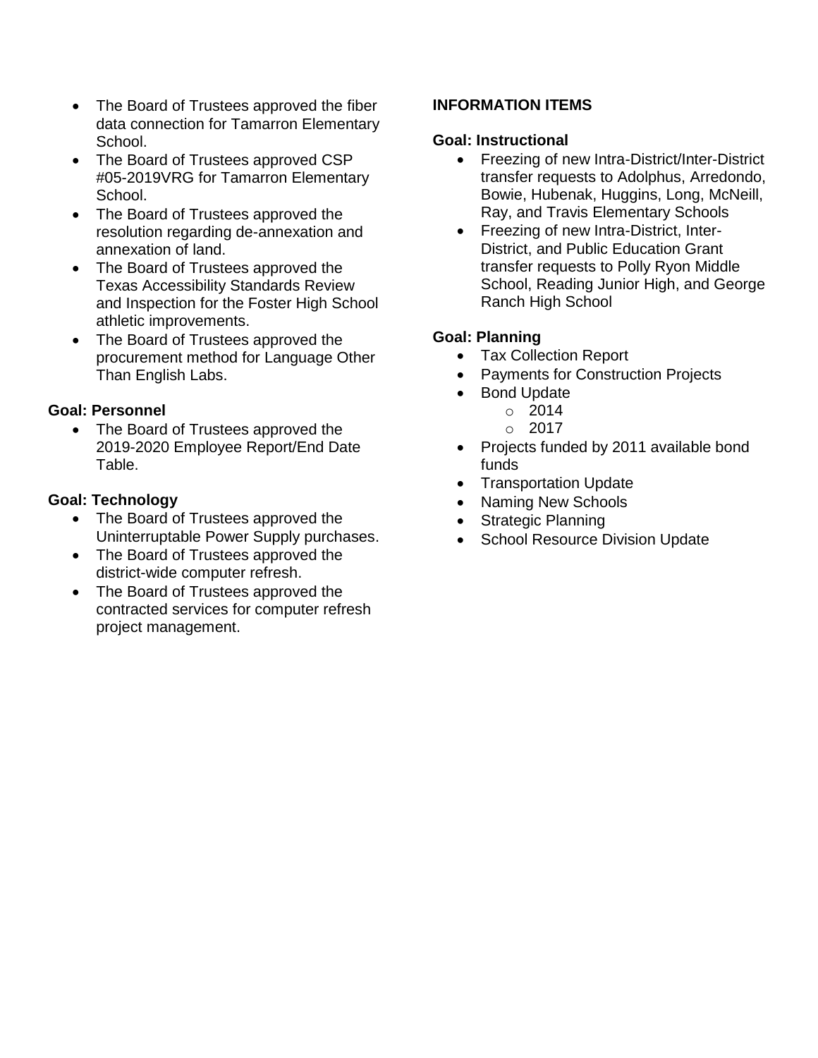- The Board of Trustees approved the fiber data connection for Tamarron Elementary School.
- The Board of Trustees approved CSP #05-2019VRG for Tamarron Elementary School.
- The Board of Trustees approved the resolution regarding de-annexation and annexation of land.
- The Board of Trustees approved the Texas Accessibility Standards Review and Inspection for the Foster High School athletic improvements.
- The Board of Trustees approved the procurement method for Language Other Than English Labs.

**Goal: Personnel**

- The Board of Trustees approved the 2019-2020 Employee Report/End Date Table.

**Goal: Technology**

- The Board of Trustees approved the Uninterruptable Power Supply purchases.
- The Board of Trustees approved the district-wide computer refresh.
- The Board of Trustees approved the contracted services for computer refresh project management.

**INFORMATION ITEMS**

**Goal: Instructional**

- Freezing of new Intra-District/Inter-District transfer requests to Adolphus, Arredondo, Bowie, Hubenak, Huggins, Long, McNeill, Ray, and Travis Elementary Schools
- Freezing of new Intra-District, Inter-District, and Public Education Grant transfer requests to Polly Ryon Middle School, Reading Junior High, and George Ranch High School

**Goal: Planning**

- Tax Collection Report
- Payments for Construction Projects
- Bond Update
  - 2014
  - 2017
- Projects funded by 2011 available bond funds
- Transportation Update
- Naming New Schools
- Strategic Planning
- School Resource Division Update